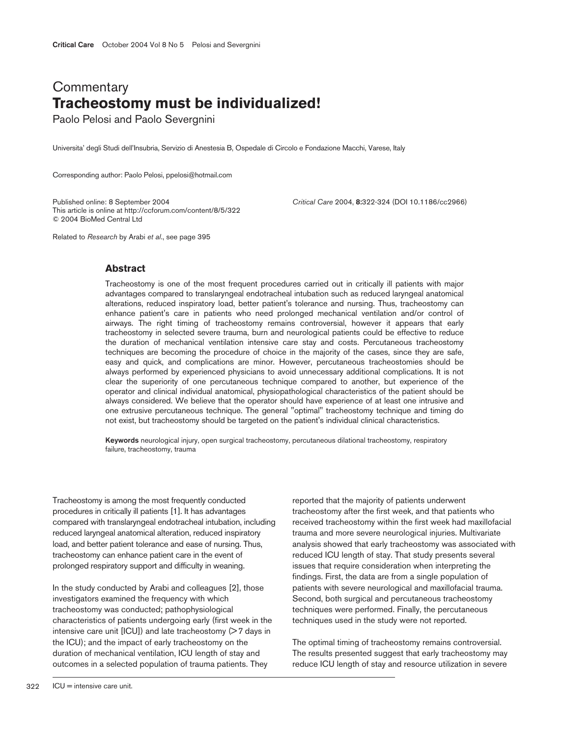Commentary

# Tracheostomy must be individualized!

Paolo Pelosi and Paolo Severgnini

Universita' degli Studi dell'Insubria, Servizio di Anestesia B, Ospedale di Circolo e Fondazione Macchi, Varese, Italy

Corresponding author: Paolo Pelosi, ppelosi@hotmail.com

Published online: 8 September 2004
This article is online at http://ccforum.com/content/8/5/322
© 2004 BioMed Central Ltd

*Critical Care* 2004, **8:**322-324 (DOI 10.1186/cc2966)

Related to *Research* by Arabi *et al.*, see page 395

## Abstract

Tracheostomy is one of the most frequent procedures carried out in critically ill patients with major advantages compared to translaryngeal endotracheal intubation such as reduced laryngeal anatomical alterations, reduced inspiratory load, better patient's tolerance and nursing. Thus, tracheostomy can enhance patient's care in patients who need prolonged mechanical ventilation and/or control of airways. The right timing of tracheostomy remains controversial, however it appears that early tracheostomy in selected severe trauma, burn and neurological patients could be effective to reduce the duration of mechanical ventilation intensive care stay and costs. Percutaneous tracheostomy techniques are becoming the procedure of choice in the majority of the cases, since they are safe, easy and quick, and complications are minor. However, percutaneous tracheostomies should be always performed by experienced physicians to avoid unnecessary additional complications. It is not clear the superiority of one percutaneous technique compared to another, but experience of the operator and clinical individual anatomical, physiopathological characteristics of the patient should be always considered. We believe that the operator should have experience of at least one intrusive and one extrusive percutaneous technique. The general "optimal" tracheostomy technique and timing do not exist, but tracheostomy should be targeted on the patient's individual clinical characteristics.

**Keywords** neurological injury, open surgical tracheostomy, percutaneous dilational tracheostomy, respiratory failure, tracheostomy, trauma

Tracheostomy is among the most frequently conducted procedures in critically ill patients [1]. It has advantages compared with translaryngeal endotracheal intubation, including reduced laryngeal anatomical alteration, reduced inspiratory load, and better patient tolerance and ease of nursing. Thus, tracheostomy can enhance patient care in the event of prolonged respiratory support and difficulty in weaning.

In the study conducted by Arabi and colleagues [2], those investigators examined the frequency with which tracheostomy was conducted; pathophysiological characteristics of patients undergoing early (first week in the intensive care unit [ICU]) and late tracheostomy (>7 days in the ICU); and the impact of early tracheostomy on the duration of mechanical ventilation, ICU length of stay and outcomes in a selected population of trauma patients. They reported that the majority of patients underwent tracheostomy after the first week, and that patients who received tracheostomy within the first week had maxillofacial trauma and more severe neurological injuries. Multivariate analysis showed that early tracheostomy was associated with reduced ICU length of stay. That study presents several issues that require consideration when interpreting the findings. First, the data are from a single population of patients with severe neurological and maxillofacial trauma. Second, both surgical and percutaneous tracheostomy techniques were performed. Finally, the percutaneous techniques used in the study were not reported.

The optimal timing of tracheostomy remains controversial. The results presented suggest that early tracheostomy may reduce ICU length of stay and resource utilization in severe

ICU = intensive care unit.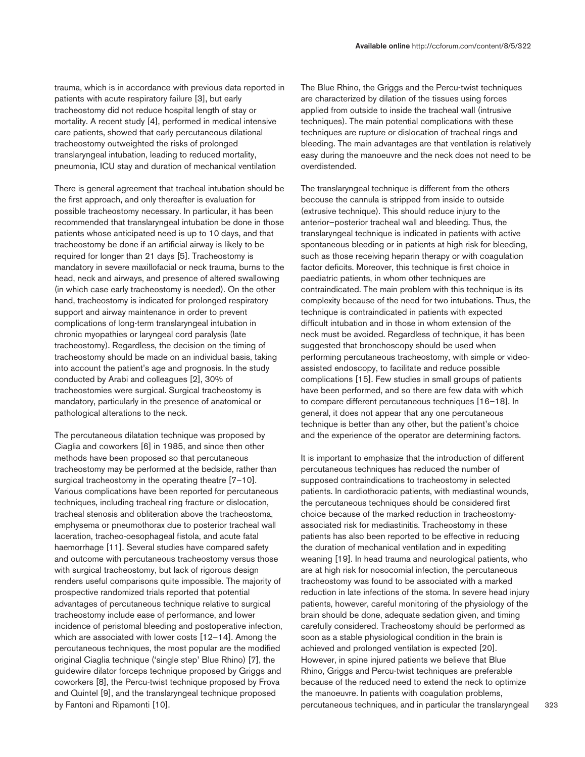trauma, which is in accordance with previous data reported in patients with acute respiratory failure [3], but early tracheostomy did not reduce hospital length of stay or mortality. A recent study [4], performed in medical intensive care patients, showed that early percutaneous dilational tracheostomy outweighted the risks of prolonged translaryngeal intubation, leading to reduced mortality, pneumonia, ICU stay and duration of mechanical ventilation

There is general agreement that tracheal intubation should be the first approach, and only thereafter is evaluation for possible tracheostomy necessary. In particular, it has been recommended that translaryngeal intubation be done in those patients whose anticipated need is up to 10 days, and that tracheostomy be done if an artificial airway is likely to be required for longer than 21 days [5]. Tracheostomy is mandatory in severe maxillofacial or neck trauma, burns to the head, neck and airways, and presence of altered swallowing (in which case early tracheostomy is needed). On the other hand, tracheostomy is indicated for prolonged respiratory support and airway maintenance in order to prevent complications of long-term translaryngeal intubation in chronic myopathies or laryngeal cord paralysis (late tracheostomy). Regardless, the decision on the timing of tracheostomy should be made on an individual basis, taking into account the patient's age and prognosis. In the study conducted by Arabi and colleagues [2], 30% of tracheostomies were surgical. Surgical tracheostomy is mandatory, particularly in the presence of anatomical or pathological alterations to the neck.

The percutaneous dilatation technique was proposed by Ciaglia and coworkers [6] in 1985, and since then other methods have been proposed so that percutaneous tracheostomy may be performed at the bedside, rather than surgical tracheostomy in the operating theatre [7–10]. Various complications have been reported for percutaneous techniques, including tracheal ring fracture or dislocation, tracheal stenosis and obliteration above the tracheostoma, emphysema or pneumothorax due to posterior tracheal wall laceration, tracheo-oesophageal fistola, and acute fatal haemorrhage [11]. Several studies have compared safety and outcome with percutaneous tracheostomy versus those with surgical tracheostomy, but lack of rigorous design renders useful comparisons quite impossible. The majority of prospective randomized trials reported that potential advantages of percutaneous technique relative to surgical tracheostomy include ease of performance, and lower incidence of peristomal bleeding and postoperative infection, which are associated with lower costs [12–14]. Among the percutaneous techniques, the most popular are the modified original Ciaglia technique ('single step' Blue Rhino) [7], the guidewire dilator forceps technique proposed by Griggs and coworkers [8], the Percu-twist technique proposed by Frova and Quintel [9], and the translaryngeal technique proposed by Fantoni and Ripamonti [10].

The Blue Rhino, the Griggs and the Percu-twist techniques are characterized by dilation of the tissues using forces applied from outside to inside the tracheal wall (intrusive techniques). The main potential complications with these techniques are rupture or dislocation of tracheal rings and bleeding. The main advantages are that ventilation is relatively easy during the manoeuvre and the neck does not need to be overdistended.

The translaryngeal technique is different from the others becouse the cannula is stripped from inside to outside (extrusive technique). This should reduce injury to the anterior–posterior tracheal wall and bleeding. Thus, the translaryngeal technique is indicated in patients with active spontaneous bleeding or in patients at high risk for bleeding, such as those receiving heparin therapy or with coagulation factor deficits. Moreover, this technique is first choice in paediatric patients, in whom other techniques are contraindicated. The main problem with this technique is its complexity because of the need for two intubations. Thus, the technique is contraindicated in patients with expected difficult intubation and in those in whom extension of the neck must be avoided. Regardless of technique, it has been suggested that bronchoscopy should be used when performing percutaneous tracheostomy, with simple or video-assisted endoscopy, to facilitate and reduce possible complications [15]. Few studies in small groups of patients have been performed, and so there are few data with which to compare different percutaneous techniques [16–18]. In general, it does not appear that any one percutaneous technique is better than any other, but the patient's choice and the experience of the operator are determining factors.

It is important to emphasize that the introduction of different percutaneous techniques has reduced the number of supposed contraindications to tracheostomy in selected patients. In cardiothoracic patients, with mediastinal wounds, the percutaneous techniques should be considered first choice because of the marked reduction in tracheostomy-associated risk for mediastinitis. Tracheostomy in these patients has also been reported to be effective in reducing the duration of mechanical ventilation and in expediting weaning [19]. In head trauma and neurological patients, who are at high risk for nosocomial infection, the percutaneous tracheostomy was found to be associated with a marked reduction in late infections of the stoma. In severe head injury patients, however, careful monitoring of the physiology of the brain should be done, adequate sedation given, and timing carefully considered. Tracheostomy should be performed as soon as a stable physiological condition in the brain is achieved and prolonged ventilation is expected [20]. However, in spine injured patients we believe that Blue Rhino, Griggs and Percu-twist techniques are preferable because of the reduced need to extend the neck to optimize the manoeuvre. In patients with coagulation problems, percutaneous techniques, and in particular the translaryngeal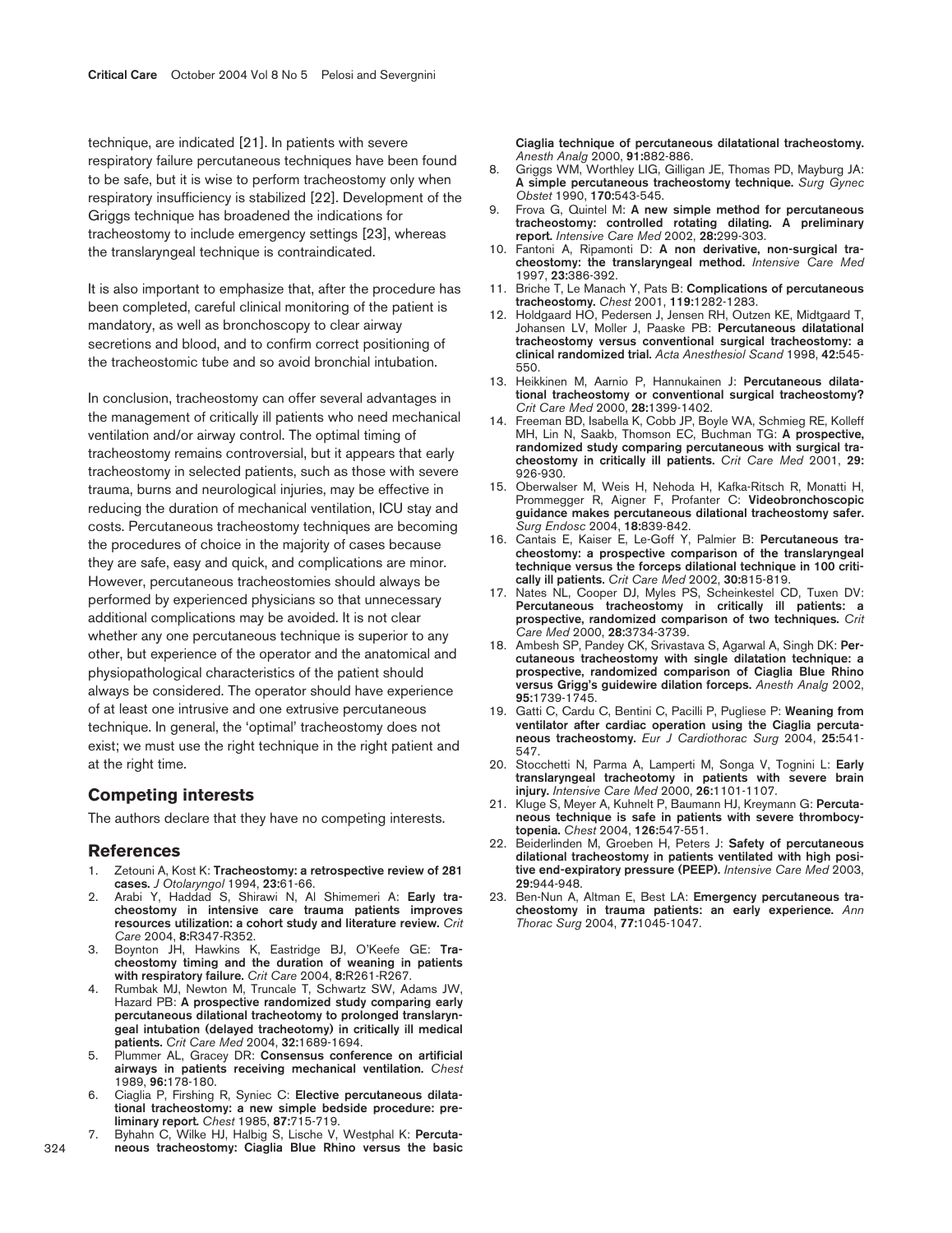technique, are indicated [21]. In patients with severe respiratory failure percutaneous techniques have been found to be safe, but it is wise to perform tracheostomy only when respiratory insufficiency is stabilized [22]. Development of the Griggs technique has broadened the indications for tracheostomy to include emergency settings [23], whereas the translaryngeal technique is contraindicated.

It is also important to emphasize that, after the procedure has been completed, careful clinical monitoring of the patient is mandatory, as well as bronchoscopy to clear airway secretions and blood, and to confirm correct positioning of the tracheostomic tube and so avoid bronchial intubation.

In conclusion, tracheostomy can offer several advantages in the management of critically ill patients who need mechanical ventilation and/or airway control. The optimal timing of tracheostomy remains controversial, but it appears that early tracheostomy in selected patients, such as those with severe trauma, burns and neurological injuries, may be effective in reducing the duration of mechanical ventilation, ICU stay and costs. Percutaneous tracheostomy techniques are becoming the procedures of choice in the majority of cases because they are safe, easy and quick, and complications are minor. However, percutaneous tracheostomies should always be performed by experienced physicians so that unnecessary additional complications may be avoided. It is not clear whether any one percutaneous technique is superior to any other, but experience of the operator and the anatomical and physiopathological characteristics of the patient should always be considered. The operator should have experience of at least one intrusive and one extrusive percutaneous technique. In general, the 'optimal' tracheostomy does not exist; we must use the right technique in the right patient and at the right time.

## Competing interests

The authors declare that they have no competing interests.

## References

1. Zetouni A, Kost K: **Tracheostomy: a retrospective review of 281 cases.** *J Otolaryngol* 1994, **23:**61-66.
2. Arabi Y, Haddad S, Shirawi N, Al Shimemeri A: **Early tracheostomy in intensive care trauma patients improves resources utilization: a cohort study and literature review.** *Crit Care* 2004, **8:**R347-R352.
3. Boynton JH, Hawkins K, Eastridge BJ, O'Keefe GE: **Tracheostomy timing and the duration of weaning in patients with respiratory failure.** *Crit Care* 2004, **8:**R261-R267.
4. Rumbak MJ, Newton M, Truncale T, Schwartz SW, Adams JW, Hazard PB: **A prospective randomized study comparing early percutaneous dilational tracheotomy to prolonged translaryngeal intubation (delayed tracheotomy) in critically ill medical patients.** *Crit Care Med* 2004, **32:**1689-1694.
5. Plummer AL, Gracey DR: **Consensus conference on artificial airways in patients receiving mechanical ventilation.** *Chest* 1989, **96:**178-180.
6. Ciaglia P, Firshing R, Syniec C: **Elective percutaneous dilatational tracheostomy: a new simple bedside procedure: preliminary report.** *Chest* 1985, **87:**715-719.
7. Byhahn C, Wilke HJ, Halbig S, Lische V, Westphal K: **Percutaneous tracheostomy: Ciaglia Blue Rhino versus the basic Ciaglia technique of percutaneous dilatational tracheostomy.** *Anesth Analg* 2000, **91:**882-886.
8. Griggs WM, Worthley LIG, Gilligan JE, Thomas PD, Mayburg JA: **A simple percutaneous tracheostomy technique.** *Surg Gynec Obstet* 1990, **170:**543-545.
9. Frova G, Quintel M: **A new simple method for percutaneous tracheostomy: controlled rotating dilating. A preliminary report.** *Intensive Care Med* 2002, **28:**299-303.
10. Fantoni A, Ripamonti D: **A non derivative, non-surgical tracheostomy: the translaryngeal method.** *Intensive Care Med* 1997, **23:**386-392.
11. Briche T, Le Manach Y, Pats B: **Complications of percutaneous tracheostomy.** *Chest* 2001, **119:**1282-1283.
12. Holdgaard HO, Pedersen J, Jensen RH, Outzen KE, Midtgaard T, Johansen LV, Moller J, Paaske PB: **Percutaneous dilatational tracheostomy versus conventional surgical tracheostomy: a clinical randomized trial.** *Acta Anesthesiol Scand* 1998, **42:**545-550.
13. Heikkinen M, Aarnio P, Hannukainen J: **Percutaneous dilatational tracheostomy or conventional surgical tracheostomy?** *Crit Care Med* 2000, **28:**1399-1402.
14. Freeman BD, Isabella K, Cobb JP, Boyle WA, Schmieg RE, Kolleff MH, Lin N, Saakb, Thomson EC, Buchman TG: **A prospective, randomized study comparing percutaneous with surgical tracheostomy in critically ill patients.** *Crit Care Med* 2001, **29:**926-930.
15. Oberwalser M, Weis H, Nehoda H, Kafka-Ritsch R, Monatti H, Prommegger R, Aigner F, Profanter C: **Videobronchoscopic guidance makes percutaneous dilational tracheostomy safer.** *Surg Endosc* 2004, **18:**839-842.
16. Cantais E, Kaiser E, Le-Goff Y, Palmier B: **Percutaneous tracheostomy: a prospective comparison of the translaryngeal technique versus the forceps dilational technique in 100 critically ill patients.** *Crit Care Med* 2002, **30:**815-819.
17. Nates NL, Cooper DJ, Myles PS, Scheinkestel CD, Tuxen DV: **Percutaneous tracheostomy in critically ill patients: a prospective, randomized comparison of two techniques.** *Crit Care Med* 2000, **28:**3734-3739.
18. Ambesh SP, Pandey CK, Srivastava S, Agarwal A, Singh DK: **Percutaneous tracheostomy with single dilatation technique: a prospective, randomized comparison of Ciaglia Blue Rhino versus Grigg's guidewire dilation forceps.** *Anesth Analg* 2002, **95:**1739-1745.
19. Gatti C, Cardu C, Bentini C, Pacilli P, Pugliese P: **Weaning from ventilator after cardiac operation using the Ciaglia percutaneous tracheostomy.** *Eur J Cardiothorac Surg* 2004, **25:**541-547.
20. Stocchetti N, Parma A, Lamperti M, Songa V, Tognini L: **Early translaryngeal tracheotomy in patients with severe brain injury.** *Intensive Care Med* 2000, **26:**1101-1107.
21. Kluge S, Meyer A, Kuhnelt P, Baumann HJ, Kreymann G: **Percutaneous technique is safe in patients with severe thrombocytopenia.** *Chest* 2004, **126:**547-551.
22. Beiderlinden M, Groeben H, Peters J: **Safety of percutaneous dilational tracheostomy in patients ventilated with high positive end-expiratory pressure (PEEP).** *Intensive Care Med* 2003, **29:**944-948.
23. Ben-Nun A, Altman E, Best LA: **Emergency percutaneous tracheostomy in trauma patients: an early experience.** *Ann Thorac Surg* 2004, **77:**1045-1047.